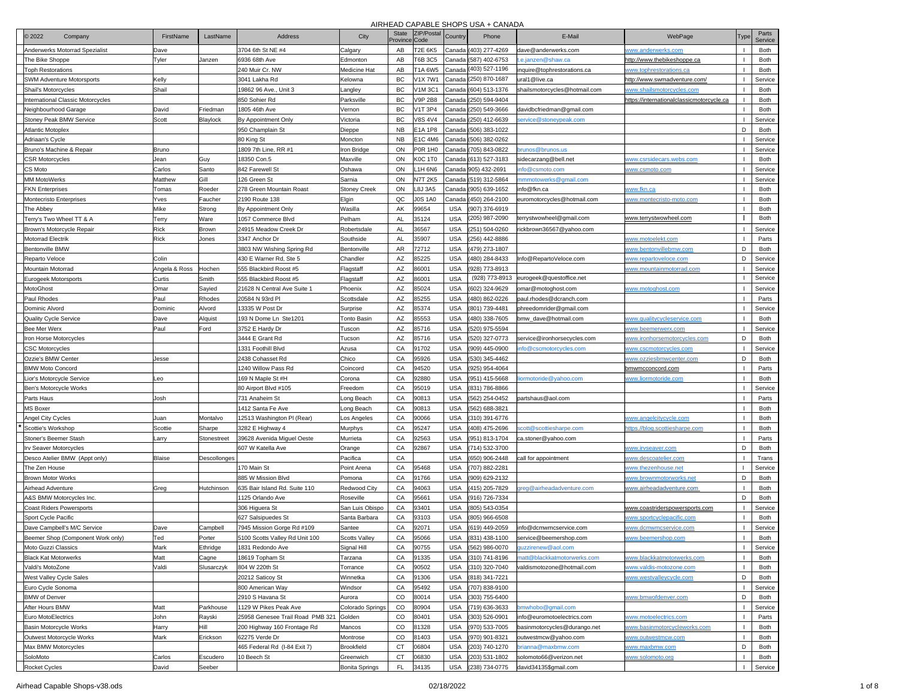# AIRHEAD CAPABLE SHOPS USA + CANADA

| © 2022 Company | FirstName | LastName | Address | City | State Province | ZIP/Postal Code | Country | Phone | E-Mail | WebPage | Type | Parts Service |
|---|---|---|---|---|---|---|---|---|---|---|---|---|
| Anderwerks Motorrad Spezialist | Dave | | 3704 6th St NE #4 | Calgary | AB | T2E 6K5 | Canada | (403) 277-4269 | dave@anderwerks.com | www.anderwerks.com | I | Both |
| The Bike Shoppe | Tyler | Janzen | 6936 68th Ave | Edmonton | AB | T6B 3C5 | Canada | (587) 402-6753 | t.e.janzen@shaw.ca | http://www.thebikeshoppe.ca | I | Both |
| Toph Restorations | | | 240 Muir Cr. NW | Medicine Hat | AB | T1A 6W5 | Canada | (403) 527-1196 | inquire@tophrestorations.ca | www.tophrestorations.ca | I | Both |
| SWM Adventure Motorsports | Kelly | | 3041 Lakha Rd | Kelowna | BC | V1X 7W1 | Canada | (250) 870-1687 | ural1@live.ca | http://www.swmadventure.com/ | I | Service |
| Shail's Motorcycles | Shail | | 19862 96 Ave., Unit 3 | Langley | BC | V1M 3C1 | Canada | (604) 513-1376 | shailsmotorcycles@hotmail.com | www.shailsmotorcycles.com | I | Both |
| International Classic Motorcycles | | | 850 Sohier Rd | Parksville | BC | V9P 2B8 | Canada | (250) 594-9404 | | https://internationalclassicmotorcycle.ca | I | Both |
| Neighbourhood Garage | David | Friedman | 1805 46th Ave | Vernon | BC | V1T 3P4 | Canada | (250) 549-3666 | davidbcfriedman@gmail.com | | I | Both |
| Stoney Peak BMW Service | Scott | Blaylock | By Appointment Only | Victoria | BC | V8S 4V4 | Canada | (250) 412-6639 | service@stoneypeak.com | | I | Service |
| Atlantic Motoplex | | | 950 Champlain St | Dieppe | NB | E1A 1P8 | Canada | (506) 383-1022 | | | D | Both |
| Adriaan's Cycle | | | 80 King St | Moncton | NB | E1C 4M6 | Canada | (506) 382-0262 | | | I | Service |
| Bruno's Machine & Repair | Bruno | | 1809 7th Line, RR #1 | Iron Bridge | ON | P0R 1H0 | Canada | (705) 843-0822 | brunos@brunos.us | | I | Service |
| CSR Motorcycles | Jean | Guy | 18350 Con.5 | Maxville | ON | K0C 1T0 | Canada | (613) 527-3183 | sidecarzang@bell.net | www.csrsidecars.webs.com | I | Both |
| CS Moto | Carlos | Santo | 842 Farewell St | Oshawa | ON | L1H 6N6 | Canada | 905) 432-2691 | info@csmoto.com | www.csmoto.com | I | Service |
| MM MotoWerks | Matthew | Gill | 126 Green St | Sarnia | ON | N7T 2K5 | Canada | (519) 312-5864 | mmmotowerks@gmail.com | | I | Service |
| FKN Enterprises | Tomas | Roeder | 278 Green Mountain Roast | Stoney Creek | ON | L8J 3A5 | Canada | (905) 639-1652 | info@fkn.ca | www.fkn.ca | I | Both |
| Montecristo Enterprises | Yves | Faucher | 2190 Route 138 | Elgin | QC | J0S 1A0 | Canada | (450) 264-2100 | euromotorcycles@hotmail.com | www.montecristo-moto.com | I | Both |
| The Abbey | Mike | Strong | By Appointment Only | Wasilla | AK | 99654 | USA | (907) 376-6919 | | | I | Both |
| Terry's Two Wheel TT & A | Terry | Ware | 1057 Commerce Blvd | Pelham | AL | 35124 | USA | (205) 987-2090 | terrystwowheel@gmail.com | www.terrystwowheel.com | I | Both |
| Brown's Motorcycle Repair | Rick | Brown | 24915 Meadow Creek Dr | Robertsdale | AL | 36567 | USA | (251) 504-0260 | rickbrown36567@yahoo.com | | I | Service |
| Motorrad Electrik | Rick | Jones | 3347 Anchor Dr | Southside | AL | 35907 | USA | (256) 442-8886 | | www.motoelekt.com | I | Parts |
| Bentonville BMW | | | 3803 NW Wishing Spring Rd | Bentonville | AR | 72712 | USA | (479) 273-1807 | | www.bentonvillebmw.com | D | Both |
| Reparto Veloce | Colin | | 430 E Warner Rd, Ste 5 | Chandler | AZ | 85225 | USA | (480) 284-8433 | Info@RepartoVeloce.com | www.repartoveloce.com | D | Service |
| Mountain Motorrad | Angela & Ross | Hochen | 555 Blackbird Roost #5 | Flagstaff | AZ | 86001 | USA | (928) 773-8913 | | www.mountainmotorrad.com | I | Service |
| Eurogeek Motorsports | Curtis | Smith | 555 Blackbird Roost #5 | Flagstaff | AZ | 86001 | USA | (928) 773-8913 | eurogeek@questoffice.net | | I | Service |
| MotoGhost | Omar | Sayied | 21628 N Central Ave Suite 1 | Phoenix | AZ | 85024 | USA | (602) 324-9629 | omar@motoghost.com | www.motoghost.com | I | Service |
| Paul Rhodes | Paul | Rhodes | 20584 N 93rd Pl | Scottsdale | AZ | 85255 | USA | (480) 862-0226 | paul.rhodes@dcranch.com | | I | Parts |
| Dominic Alvord | Dominic | Alvord | 13335 W Post Dr | Surprise | AZ | 85374 | USA | (801) 739-4481 | phreedomrider@gmail.com | | I | Service |
| Quality Cycle Service | Dave | Alquist | 193 N Dome Ln Ste1201 | Tonto Basin | AZ | 85553 | USA | (480) 338-7605 | bmw_dave@hotmail.com | www.qualitycycleservice.com | I | Both |
| Bee Mer Werx | Paul | Ford | 3752 E Hardy Dr | Tuscon | AZ | 85716 | USA | (520) 975-5594 | | www.beemerwerx.com | I | Service |
| Iron Horse Motorcycles | | | 3444 E Grant Rd | Tucson | AZ | 85716 | USA | (520) 327-0773 | service@ironhorsecycles.com | www.ironhorsemotorcycles.com | D | Both |
| CSC Motorcycles | | | 1331 Foothill Blvd | Azusa | CA | 91702 | USA | (909) 445-0900 | info@cscmotorcycles.com | www.cscmotorcycles.com | I | Service |
| Ozzie's BMW Center | Jesse | | 2438 Cohasset Rd | Chico | CA | 95926 | USA | (530) 345-4462 | | www.ozziesbmwcenter.com | D | Both |
| BMW Moto Concord | | | 1240 Willow Pass Rd | Coincord | CA | 94520 | USA | (925) 954-4064 | | bmwmcconcord.com | I | Parts |
| Lior's Motorcycle Service | Leo | | 169 N Maple St #H | Corona | CA | 92880 | USA | (951) 415-5668 | liormotoride@yahoo.com | www.liormotoride.com | I | Both |
| Ben's Motorcycle Works | | | 80 Airport Blvd #105 | Freedom | CA | 95019 | USA | (831) 786-8866 | | | I | Service |
| Parts Haus | Josh | | 731 Anaheim St | Long Beach | CA | 90813 | USA | (562) 254-0452 | partshaus@aol.com | | I | Parts |
| MS Boxer | | | 1412 Santa Fe Ave | Long Beach | CA | 90813 | USA | (562) 688-3821 | | | I | Both |
| Angel City Cycles | Juan | Montalvo | 12513 Washington Pl (Rear) | Los Angeles | CA | 90066 | USA | (310) 391-6776 | | www.angelcitycycle.com | I | Both |
| Scottie's Workshop | Scottie | Sharpe | 3282 E Highway 4 | Murphys | CA | 95247 | USA | (408) 475-2696 | scott@scottiesharpe.com | https://blog.scottiesharpe.com | I | Both |
| Stoner's Beemer Stash | Larry | Stonestreet | 39628 Avenida Miguel Oeste | Murrieta | CA | 92563 | USA | (951) 813-1704 | ca.stoner@yahoo.com | | I | Parts |
| Irv Seaver Motorcycles | | | 607 W Katella Ave | Orange | CA | 92867 | USA | (714) 532-3700 | | www.irvseaver.com | D | Both |
| Desco Atelier BMW (Appt only) | Blaise | Descollonges | | Pacifica | CA | | USA | (650) 906-2448 | call for appointment | www.descoatelier.com | I | Trans |
| The Zen House | | | 170 Main St | Point Arena | CA | 95468 | USA | (707) 882-2281 | | www.thezenhouse.net | I | Service |
| Brown Motor Works | | | 885 W Mission Blvd | Pomona | CA | 91766 | USA | (909) 629-2132 | | www.brownmotorworks.net | D | Both |
| Airhead Adventure | Greg | Hutchinson | 635 Bair Island Rd. Suite 110 | Redwood City | CA | 94063 | USA | (415) 205-7829 | greg@airheadadventure.com | www.airheadadventure.com | I | Both |
| A&S BMW Motorcycles Inc. | | | 1125 Orlando Ave | Roseville | CA | 95661 | USA | (916) 726-7334 | | | D | Both |
| Coast Riders Powersports | | | 306 Higuera St | San Luis Obispo | CA | 93401 | USA | (805) 543-0354 | | www.coastriderspowersports.com | I | Service |
| Sport Cycle Pacific | | | 627 Salsipuedes St | Santa Barbara | CA | 93103 | USA | (805) 966-6508 | | www.sportcyclepacific.com | I | Both |
| Dave Campbell's M/C Service | Dave | Campbell | 7945 Mission Gorge Rd #109 | Santee | CA | 92071 | USA | (619) 449-2059 | info@dcmwmcservice.com | www.dcmwmcservice.com | I | Service |
| Beemer Shop (Component Work only) | Ted | Porter | 5100 Scotts Valley Rd Unit 100 | Scotts Valley | CA | 95066 | USA | (831) 438-1100 | service@beemershop.com | www.beemershop.com | I | Both |
| Moto Guzzi Classics | Mark | Ethridge | 1831 Redondo Ave | Signal Hill | CA | 90755 | USA | (562) 986-0070 | guzzirenew@aol.com | | I | Service |
| Black Kat Motorwerks | Matt | Cagne | 18619 Topham St | Tarzana | CA | 91335 | USA | (310) 741-8196 | matt@blackkatmotorwerks.com | www.blackkatmotorwerks.com | I | Both |
| Valdi's MotoZone | Valdi | Slusarczyk | 804 W 220th St | Torrance | CA | 90502 | USA | (310) 320-7040 | valdismotozone@hotmail.com | www.valdis-motozone.com | I | Both |
| West Valley Cycle Sales | | | 20212 Saticoy St | Winnetka | CA | 91306 | USA | (818) 341-7221 | | www.westvalleycycle.com | D | Both |
| Euro Cycle Sonoma | | | 800 American Way | Windsor | CA | 95492 | USA | (707) 838-9100 | | | I | Service |
| BMW of Denver | | | 2910 S Havana St | Aurora | CO | 80014 | USA | (303) 755-6400 | | www.bmwofdenver.com | D | Both |
| After Hours BMW | Matt | Parkhouse | 1129 W Pikes Peak Ave | Colorado Springs | CO | 80904 | USA | (719) 636-3633 | bmwhobo@gmail.com | | I | Service |
| Euro MotoElectrics | John | Rayski | 25958 Genesee Trail Road PMB 321 | Golden | CO | 80401 | USA | (303) 526-0901 | info@euromotoelectrics.com | www.motoelectrics.com | I | Parts |
| Basin Motorcycle Works | Harry | Hill | 200 Highway 160 Frontage Rd | Mancos | CO | 81328 | USA | (970) 533-7005 | basinmotorcycles@durango.net | www.basinmotorcycleworks.com | I | Both |
| Outwest Motorcycle Works | Mark | Erickson | 62275 Verde Dr | Montrose | CO | 81403 | USA | (970) 901-8321 | outwestmcw@yahoo.com | www.outwestmcw.com | I | Both |
| Max BMW Motorcycles | | | 465 Federal Rd (I-84 Exit 7) | Brookfield | CT | 06804 | USA | (203) 740-1270 | brianna@maxbmw.com | www.maxbmw.com | D | Both |
| SoloMoto | Carlos | Escudero | 10 Beech St | Greenwich | CT | 06830 | USA | (203) 531-1802 | solomoto66@verizon.net | www.solomoto.org | I | Both |
| Rocket Cycles | David | Seeber | | Bonita Springs | FL | 34135 | USA | (238) 734-0775 | david34135$gmail.com | | I | Service |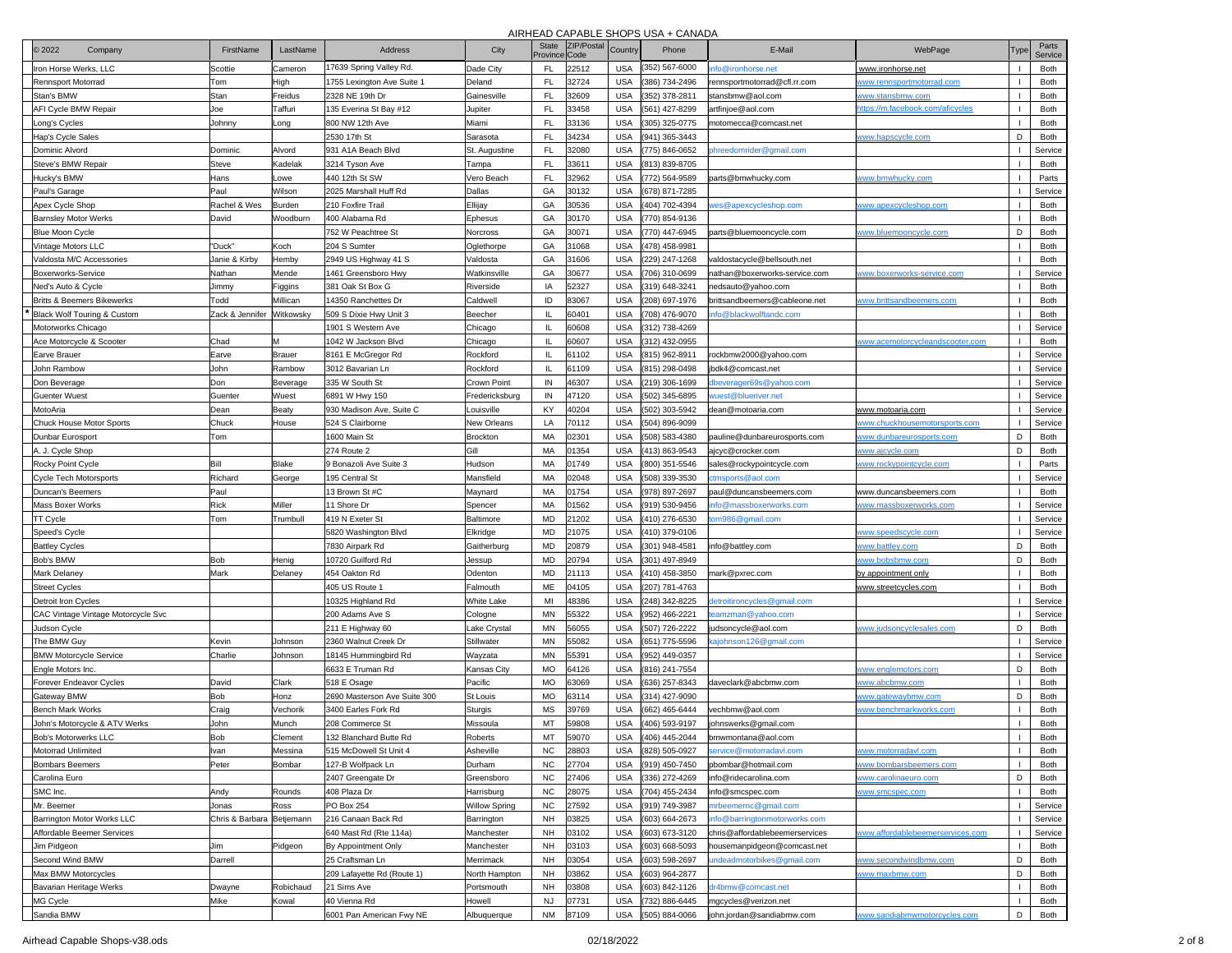# AIRHEAD CAPABLE SHOPS USA + CANADA

| © 2022 Company | FirstName | LastName | Address | City | State Province | ZIP/Postal Code | Country | Phone | E-Mail | WebPage | Type | Parts Service |
|---|---|---|---|---|---|---|---|---|---|---|---|---|
| Iron Horse Werks, LLC | Scottie | Cameron | 17639 Spring Valley Rd. | Dade City | FL | 22512 | USA | (352) 567-6000 | info@ironhorse.net | www.ironhorse.net | I | Both |
| Rennsport Motorrad | Tom | High | 1755 Lexington Ave Suite 1 | Deland | FL | 32724 | USA | (386) 734-2496 | rennsportmotorrad@cfl.rr.com | www.rennsportmotorrad.com | I | Both |
| Stan's BMW | Stan | Freidus | 2328 NE 19th Dr | Gainesville | FL | 32609 | USA | (352) 378-2811 | stansbmw@aol.com | www.stansbmw.com | I | Both |
| AFI Cycle BMW Repair | Joe | Taffuri | 135 Everina St Bay #12 | Jupiter | FL | 33458 | USA | (561) 427-8299 | artfinjoe@aol.com | https://m.facebook.com/aficycles | I | Both |
| Long's Cycles | Johnny | Long | 800 NW 12th Ave | Miami | FL | 33136 | USA | (305) 325-0775 | motomecca@comcast.net | | I | Both |
| Hap's Cycle Sales | | | 2530 17th St | Sarasota | FL | 34234 | USA | (941) 365-3443 | | www.hapscycle.com | D | Both |
| Dominic Alvord | Dominic | Alvord | 931 A1A Beach Blvd | St. Augustine | FL | 32080 | USA | (775) 846-0652 | phreedomrider@gmail.com | | I | Service |
| Steve's BMW Repair | Steve | Kadelak | 3214 Tyson Ave | Tampa | FL | 33611 | USA | (813) 839-8705 | | | I | Both |
| Hucky's BMW | Hans | Lowe | 440 12th St SW | Vero Beach | FL | 32962 | USA | (772) 564-9589 | parts@bmwhucky.com | www.bmwhucky.com | I | Parts |
| Paul's Garage | Paul | Wilson | 2025 Marshall Huff Rd | Dallas | GA | 30132 | USA | (678) 871-7285 | | | I | Service |
| Apex Cycle Shop | Rachel & Wes | Burden | 210 Foxfire Trail | Ellijay | GA | 30536 | USA | (404) 702-4394 | wes@apexcycleshop.com | www.apexcycleshop.com | I | Both |
| Barnsley Motor Werks | David | Woodburn | 400 Alabama Rd | Ephesus | GA | 30170 | USA | (770) 854-9136 | | | I | Both |
| Blue Moon Cycle | | | 752 W Peachtree St | Norcross | GA | 30071 | USA | (770) 447-6945 | parts@bluemooncycle.com | www.bluemooncycle.com | D | Both |
| Vintage Motors LLC | "Duck" | Koch | 204 S Sumter | Oglethorpe | GA | 31068 | USA | (478) 458-9981 | | | I | Both |
| Valdosta M/C Accessories | Janie & Kirby | Hemby | 2949 US Highway 41 S | Valdosta | GA | 31606 | USA | (229) 247-1268 | valdostacycle@bellsouth.net | | I | Both |
| Boxerworks-Service | Nathan | Mende | 1461 Greensboro Hwy | Watkinsville | GA | 30677 | USA | (706) 310-0699 | nathan@boxerworks-service.com | www.boxerworks-service.com | I | Service |
| Ned's Auto & Cycle | Jimmy | Figgins | 381 Oak St Box G | Riverside | IA | 52327 | USA | (319) 648-3241 | nedsauto@yahoo.com | | I | Both |
| Britts & Beemers Bikewerks | Todd | Millican | 14350 Ranchettes Dr | Caldwell | ID | 83067 | USA | (208) 697-1976 | brittsandbeemers@cableone.net | www.brittsandbeemers.com | I | Both |
| Black Wolf Touring & Custom | Zack & Jennifer | Witkowsky | 509 S Dixie Hwy Unit 3 | Beecher | IL | 60401 | USA | (708) 476-9070 | info@blackwolftandc.com | | I | Both |
| Motorworks Chicago | | | 1901 S Western Ave | Chicago | IL | 60608 | USA | (312) 738-4269 | | | I | Service |
| Ace Motorcycle & Scooter | Chad | M | 1042 W Jackson Blvd | Chicago | IL | 60607 | USA | (312) 432-0955 | | www.acemotorcycleandscooter.com | I | Both |
| Earve Brauer | Earve | Brauer | 8161 E McGregor Rd | Rockford | IL | 61102 | USA | (815) 962-8911 | rockbmw2000@yahoo.com | | I | Service |
| John Rambow | John | Rambow | 3012 Bavarian Ln | Rockford | IL | 61109 | USA | (815) 298-0498 | jbdk4@comcast.net | | I | Service |
| Don Beverage | Don | Beverage | 335 W South St | Crown Point | IN | 46307 | USA | (219) 306-1699 | dbeverager69s@yahoo.com | | I | Service |
| Guenter Wuest | Guenter | Wuest | 6891 W Hwy 150 | Fredericksburg | IN | 47120 | USA | (502) 345-6895 | wuest@blueriver.net | | I | Service |
| MotoAria | Dean | Beaty | 930 Madison Ave, Suite C | Louisville | KY | 40204 | USA | (502) 303-5942 | dean@motoaria.com | www.motoaria.com | I | Service |
| Chuck House Motor Sports | Chuck | House | 524 S Clairborne | New Orleans | LA | 70112 | USA | (504) 896-9099 | | www.chuckhousemotorsports.com | I | Service |
| Dunbar Eurosport | Tom | | 1600 Main St | Brockton | MA | 02301 | USA | (508) 583-4380 | pauline@dunbareurosports.com | www.dunbareurosports.com | D | Both |
| A. J. Cycle Shop | | | 274 Route 2 | Gill | MA | 01354 | USA | (413) 863-9543 | ajcyc@crocker.com | www.ajcycle.com | D | Both |
| Rocky Point Cycle | Bill | Blake | 9 Bonazoli Ave Suite 3 | Hudson | MA | 01749 | USA | (800) 351-5546 | sales@rockypointcycle.com | www.rockypointcycle.com | I | Parts |
| Cycle Tech Motorsports | Richard | George | 195 Central St | Mansfield | MA | 02048 | USA | (508) 339-3530 | ctmsports@aol.com | | I | Service |
| Duncan's Beemers | Paul | | 13 Brown St #C | Maynard | MA | 01754 | USA | (978) 897-2697 | paul@duncansbeemers.com | www.duncansbeemers.com | I | Both |
| Mass Boxer Works | Rick | Miller | 11 Shore Dr | Spencer | MA | 01562 | USA | (919) 530-9456 | info@massboxerworks.com | www.massboxerworks.com | I | Service |
| TT Cycle | Tom | Trumbull | 419 N Exeter St | Baltimore | MD | 21202 | USA | (410) 276-6530 | tom986@gmail.com | | I | Service |
| Speed's Cycle | | | 5820 Washington Blvd | Elkridge | MD | 21075 | USA | (410) 379-0106 | | www.speedscycle.com | I | Service |
| Battley Cycles | | | 7830 Airpark Rd | Gaitherburg | MD | 20879 | USA | (301) 948-4581 | info@battley.com | www.battley.com | D | Both |
| Bob's BMW | Bob | Henig | 10720 Guilford Rd | Jessup | MD | 20794 | USA | (301) 497-8949 | | www.bobsbmw.com | D | Both |
| Mark Delaney | Mark | Delaney | 454 Oakton Rd | Odenton | MD | 21113 | USA | (410) 458-3850 | mark@pxrec.com | by appointment only | I | Both |
| Street Cycles | | | 405 US Route 1 | Falmouth | ME | 04105 | USA | (207) 781-4763 | | www.streetcycles.com | I | Both |
| Detroit Iron Cycles | | | 10325 Highland Rd | White Lake | MI | 48386 | USA | (248) 342-8225 | detroitironcycles@gmail.com | | I | Service |
| CAC Vintage Vintage Motorcycle Svc | | | 200 Adams Ave S | Cologne | MN | 55322 | USA | (952) 466-2221 | teamzman@yahoo.com | | I | Service |
| Judson Cycle | | | 211 E Highway 60 | Lake Crystal | MN | 56055 | USA | (507) 726-2222 | judsoncycle@aol.com | www.judsoncyclesales.com | D | Both |
| The BMW Guy | Kevin | Johnson | 2360 Walnut Creek Dr | Stillwater | MN | 55082 | USA | (651) 775-5596 | kajohnson126@gmail.com | | I | Service |
| BMW Motorcycle Service | Charlie | Johnson | 18145 Hummingbird Rd | Wayzata | MN | 55391 | USA | (952) 449-0357 | | | I | Service |
| Engle Motors Inc. | | | 6633 E Truman Rd | Kansas City | MO | 64126 | USA | (816) 241-7554 | | www.englemotors.com | D | Both |
| Forever Endeavor Cycles | David | Clark | 518 E Osage | Pacific | MO | 63069 | USA | (636) 257-8343 | daveclark@abcbmw.com | www.abcbmw.com | I | Both |
| Gateway BMW | Bob | Honz | 2690 Masterson Ave Suite 300 | St Louis | MO | 63114 | USA | (314) 427-9090 | | www.gatewaybmw.com | D | Both |
| Bench Mark Works | Craig | Vechorik | 3400 Earles Fork Rd | Sturgis | MS | 39769 | USA | (662) 465-6444 | vechbmw@aol.com | www.benchmarkworks.com | I | Both |
| John's Motorcycle & ATV Werks | John | Munch | 208 Commerce St | Missoula | MT | 59808 | USA | (406) 593-9197 | johnswerks@gmail.com | | I | Both |
| Bob's Motorwerks LLC | Bob | Clement | 132 Blanchard Butte Rd | Roberts | MT | 59070 | USA | (406) 445-2044 | bmwmontana@aol.com | | I | Both |
| Motorrad Unlimited | Ivan | Messina | 515 McDowell St Unit 4 | Asheville | NC | 28803 | USA | (828) 505-0927 | service@motorradavl.com | www.motorradavl.com | I | Both |
| Bombars Beemers | Peter | Bombar | 127-B Wolfpack Ln | Durham | NC | 27704 | USA | (919) 450-7450 | pbombar@hotmail.com | www.bombarsbeemers.com | I | Both |
| Carolina Euro | | | 2407 Greengate Dr | Greensboro | NC | 27406 | USA | (336) 272-4269 | info@ridecarolina.com | www.carolinaeuro.com | D | Both |
| SMC Inc. | Andy | Rounds | 408 Plaza Dr | Harrisburg | NC | 28075 | USA | (704) 455-2434 | info@smcspec.com | www.smcspec.com | I | Both |
| Mr. Beemer | Jonas | Ross | PO Box 254 | Willow Spring | NC | 27592 | USA | (919) 749-3987 | mrbeemernc@gmail.com | | I | Service |
| Barrington Motor Works LLC | Chris & Barbara | Betjemann | 216 Canaan Back Rd | Barrington | NH | 03825 | USA | (603) 664-2673 | info@barringtonmotorworks.com | | I | Service |
| Affordable Beemer Services | | | 640 Mast Rd (Rte 114a) | Manchester | NH | 03102 | USA | (603) 673-3120 | chris@affordablebeemerservices | www.affordablebeemerservices.com | I | Service |
| Jim Pidgeon | Jim | Pidgeon | By Appointment Only | Manchester | NH | 03103 | USA | (603) 668-5093 | housemanpidgeon@comcast.net | | I | Both |
| Second Wind BMW | Darrell | | 25 Craftsman Ln | Merrimack | NH | 03054 | USA | (603) 598-2697 | undeadmotorbikes@gmail.com | www.secondwindbmw.com | D | Both |
| Max BMW Motorcycles | | | 209 Lafayette Rd (Route 1) | North Hampton | NH | 03862 | USA | (603) 964-2877 | | www.maxbmw.com | D | Both |
| Bavarian Heritage Werks | Dwayne | Robichaud | 21 Sims Ave | Portsmouth | NH | 03808 | USA | (603) 842-1126 | dr4bmw@comcast.net | | I | Both |
| MG Cycle | Mike | Kowal | 40 Vienna Rd | Howell | NJ | 07731 | USA | (732) 886-6445 | mgcycles@verizon.net | | I | Both |
| Sandia BMW | | | 6001 Pan American Fwy NE | Albuquerque | NM | 87109 | USA | (505) 884-0066 | john.jordan@sandiabmw.com | www.sandiabmwmotorcycles.com | D | Both |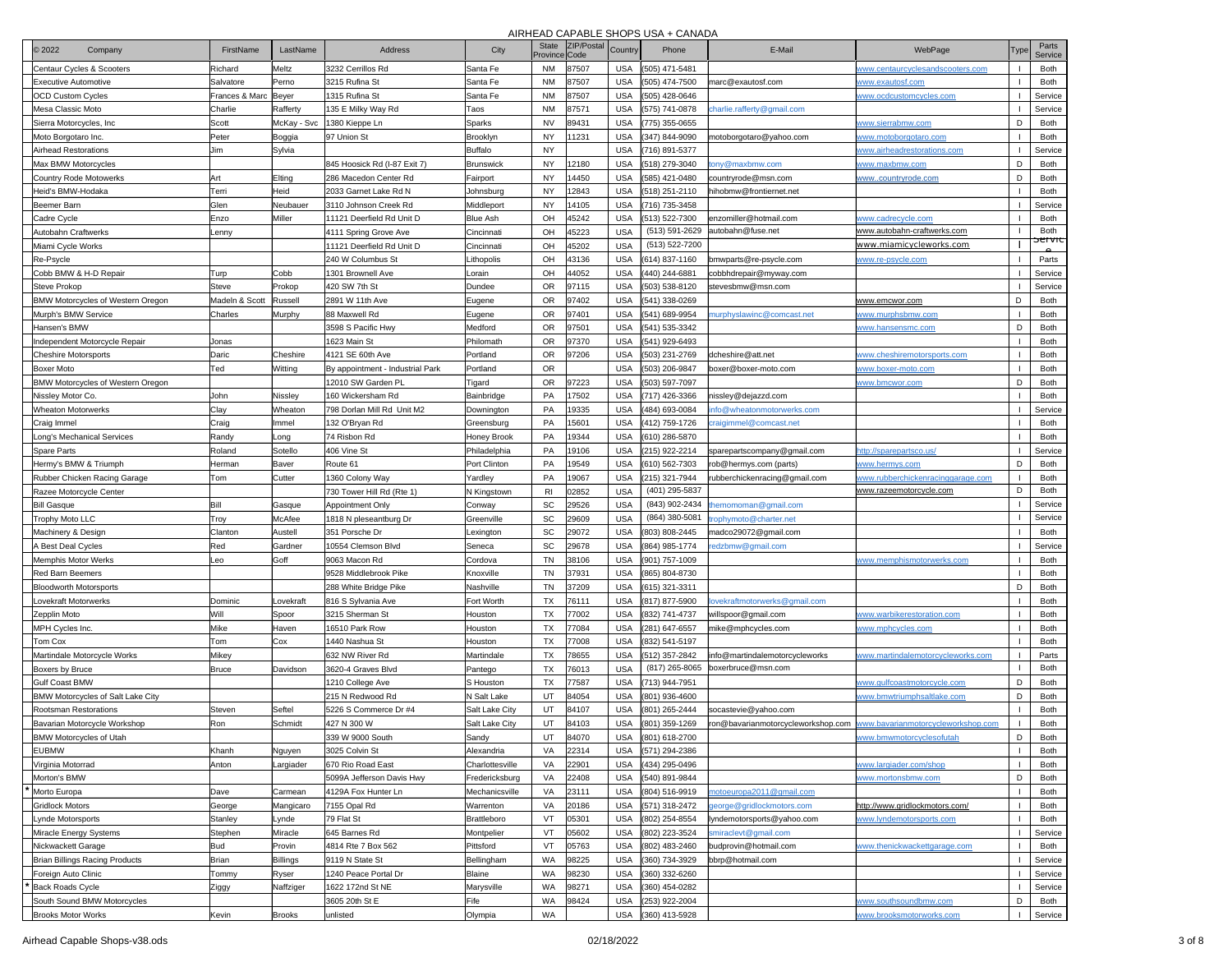# AIRHEAD CAPABLE SHOPS USA + CANADA

| © 2022 Company | FirstName | LastName | Address | City | State Province | ZIP/Postal Code | Country | Phone | E-Mail | WebPage | Type | Parts Service |
|---|---|---|---|---|---|---|---|---|---|---|---|---|
| Centaur Cycles & Scooters | Richard | Meltz | 3232 Cerrillos Rd | Santa Fe | NM | 87507 | USA | (505) 471-5481 | | www.centaurcyclesandscooters.com | I | Both |
| Executive Automotive | Salvatore | Perno | 3215 Rufina St | Santa Fe | NM | 87507 | USA | (505) 474-7500 | marc@exautosf.com | www.exautosf.com | I | Both |
| OCD Custom Cycles | Frances & Marc | Beyer | 1315 Rufina St | Santa Fe | NM | 87507 | USA | (505) 428-0646 | | www.ocdcustomcycles.com | I | Service |
| Mesa Classic Moto | Charlie | Rafferty | 135 E Milky Way Rd | Taos | NM | 87571 | USA | (575) 741-0878 | charlie.rafferty@gmail.com | | I | Service |
| Sierra Motorcycles, Inc | Scott | McKay - Svc | 1380 Kieppe Ln | Sparks | NV | 89431 | USA | (775) 355-0655 | | www.sierrabmw.com | D | Both |
| Moto Borgotaro Inc. | Peter | Boggia | 97 Union St | Brooklyn | NY | 11231 | USA | (347) 844-9090 | motoborgotaro@yahoo.com | www.motoborgotaro.com | I | Both |
| Airhead Restorations | Jim | Sylvia | | Buffalo | NY | | USA | (716) 891-5377 | | www.airheadrestorations.com | I | Service |
| Max BMW Motorcycles | | | 845 Hoosick Rd (I-87 Exit 7) | Brunswick | NY | 12180 | USA | (518) 279-3040 | tony@maxbmw.com | www.maxbmw.com | D | Both |
| Country Rode Motowerks | Art | Elting | 286 Macedon Center Rd | Fairport | NY | 14450 | USA | (585) 421-0480 | countryrode@msn.com | www..countryrode.com | D | Both |
| Heid's BMW-Hodaka | Terri | Heid | 2033 Garnet Lake Rd N | Johnsburg | NY | 12843 | USA | (518) 251-2110 | hihobmw@frontiernet.net | | I | Both |
| Beemer Barn | Glen | Neubauer | 3110 Johnson Creek Rd | Middleport | NY | 14105 | USA | (716) 735-3458 | | | I | Service |
| Cadre Cycle | Enzo | Miller | 11121 Deerfield Rd Unit D | Blue Ash | OH | 45242 | USA | (513) 522-7300 | enzomiller@hotmail.com | www.cadrecycle.com | I | Both |
| Autobahn Craftwerks | Lenny | | 4111 Spring Grove Ave | Cincinnati | OH | 45223 | USA | (513) 591-2629 | autobahn@fuse.net | www.autobahn-craftwerks.com | I | Both |
| Miami Cycle Works | | | 11121 Deerfield Rd Unit D | Cincinnati | OH | 45202 | USA | (513) 522-7200 | | www.miamicycleworks.com | I | Service |
| Re-Psycle | | | 240 W Columbus St | Lithopolis | OH | 43136 | USA | (614) 837-1160 | bmwparts@re-psycle.com | www.re-psycle.com | I | Parts |
| Cobb BMW & H-D Repair | Turp | Cobb | 1301 Brownell Ave | Lorain | OH | 44052 | USA | (440) 244-6881 | cobbhdrepair@myway.com | | I | Service |
| Steve Prokop | Steve | Prokop | 420 SW 7th St | Dundee | OR | 97115 | USA | (503) 538-8120 | stevesbmw@msn.com | | I | Service |
| BMW Motorcycles of Western Oregon | Madeln & Scott | Russell | 2891 W 11th Ave | Eugene | OR | 97402 | USA | (541) 338-0269 | | www.emcwor.com | D | Both |
| Murph's BMW Service | Charles | Murphy | 88 Maxwell Rd | Eugene | OR | 97401 | USA | (541) 689-9954 | murphyslawinc@comcast.net | www.murphsbmw.com | I | Both |
| Hansen's BMW | | | 3598 S Pacific Hwy | Medford | OR | 97501 | USA | (541) 535-3342 | | www.hansensmc.com | D | Both |
| Independent Motorcycle Repair | Jonas | | 1623 Main St | Philomath | OR | 97370 | USA | (541) 929-6493 | | | I | Both |
| Cheshire Motorsports | Daric | Cheshire | 4121 SE 60th Ave | Portland | OR | 97206 | USA | (503) 231-2769 | dcheshire@att.net | www.cheshiremotorsports.com | I | Both |
| Boxer Moto | Ted | Witting | By appointment - Industrial Park | Portland | OR | | USA | (503) 206-9847 | boxer@boxer-moto.com | www.boxer-moto.com | I | Both |
| BMW Motorcycles of Western Oregon | | | 12010 SW Garden PL | Tigard | OR | 97223 | USA | (503) 597-7097 | | www.bmcwor.com | D | Both |
| Nissley Motor Co. | John | Nissley | 160 Wickersham Rd | Bainbridge | PA | 17502 | USA | (717) 426-3366 | nissley@dejazzd.com | | I | Both |
| Wheaton Motorwerks | Clay | Wheaton | 798 Dorlan Mill Rd Unit M2 | Downington | PA | 19335 | USA | (484) 693-0084 | info@wheatonmotorwerks.com | | I | Service |
| Craig Immel | Craig | Immel | 132 O'Bryan Rd | Greensburg | PA | 15601 | USA | (412) 759-1726 | craigimmel@comcast.net | | I | Both |
| Long's Mechanical Services | Randy | Long | 74 Risbon Rd | Honey Brook | PA | 19344 | USA | (610) 286-5870 | | | I | Both |
| Spare Parts | Roland | Sotello | 406 Vine St | Philadelphia | PA | 19106 | USA | (215) 922-2214 | sparepartscompany@gmail.com | http://sparepartsco.us/ | I | Service |
| Hermy's BMW & Triumph | Herman | Baver | Route 61 | Port Clinton | PA | 19549 | USA | (610) 562-7303 | rob@hermys.com (parts) | www.hermys.com | D | Both |
| Rubber Chicken Racing Garage | Tom | Cutter | 1360 Colony Way | Yardley | PA | 19067 | USA | (215) 321-7944 | rubberchickenracing@gmail.com | www.rubberchickenracinggarage.com | I | Both |
| Razee Motorcycle Center | | | 730 Tower Hill Rd (Rte 1) | N Kingstown | RI | 02852 | USA | (401) 295-5837 | | www.razeemotorcycle.com | D | Both |
| Bill Gasque | Bill | Gasque | Appointment Only | Conway | SC | 29526 | USA | (843) 902-2434 | themomoman@gmail.com | | I | Service |
| Trophy Moto LLC | Troy | McAfee | 1818 N pleseantburg Dr | Greenville | SC | 29609 | USA | (864) 380-5081 | trophymoto@charter.net | | I | Service |
| Machinery & Design | Clanton | Austell | 351 Porsche Dr | Lexington | SC | 29072 | USA | (803) 808-2445 | madco29072@gmail.com | | I | Both |
| A Best Deal Cycles | Red | Gardner | 10554 Clemson Blvd | Seneca | SC | 29678 | USA | (864) 985-1774 | redzbmw@gmail.com | | I | Service |
| Memphis Motor Werks | Leo | Goff | 9063 Macon Rd | Cordova | TN | 38106 | USA | (901) 757-1009 | | www.memphismotorwerks.com | I | Both |
| Red Barn Beemers | | | 9528 Middlebrook Pike | Knoxville | TN | 37931 | USA | (865) 804-8730 | | | I | Both |
| Bloodworth Motorsports | | | 288 White Bridge Pike | Nashville | TN | 37209 | USA | (615) 321-3311 | | | D | Both |
| Lovekraft Motorwerks | Dominic | Lovekraft | 816 S Sylvania Ave | Fort Worth | TX | 76111 | USA | (817) 877-5900 | lovekraftmotorwerks@gmail.com | | I | Both |
| Zepplin Moto | Will | Spoor | 3215 Sherman St | Houston | TX | 77002 | USA | (832) 741-4737 | willspoor@gmail.com | www.warbikerestoration.com | I | Both |
| MPH Cycles Inc. | Mike | Haven | 16510 Park Row | Houston | TX | 77084 | USA | (281) 647-6557 | mike@mphcycles.com | www.mphcycles.com | I | Both |
| Tom Cox | Tom | Cox | 1440 Nashua St | Houston | TX | 77008 | USA | (832) 541-5197 | | | I | Both |
| Martindale Motorcycle Works | Mikey | | 632 NW River Rd | Martindale | TX | 78655 | USA | (512) 357-2842 | info@martindalemotorcycleworks | www.martindalemotorcycleworks.com | I | Parts |
| Boxers by Bruce | Bruce | Davidson | 3620-4 Graves Blvd | Pantego | TX | 76013 | USA | (817) 265-8065 | boxerbruce@msn.com | | I | Both |
| Gulf Coast BMW | | | 1210 College Ave | S Houston | TX | 77587 | USA | (713) 944-7951 | | www.gulfcoastmotorcycle.com | D | Both |
| BMW Motorcycles of Salt Lake City | | | 215 N Redwood Rd | N Salt Lake | UT | 84054 | USA | (801) 936-4600 | | www.bmwtriumphsaltlake.com | D | Both |
| Rootsman Restorations | Steven | Seftel | 5226 S Commerce Dr #4 | Salt Lake City | UT | 84107 | USA | (801) 265-2444 | socastevie@yahoo.com | | I | Both |
| Bavarian Motorcycle Workshop | Ron | Schmidt | 427 N 300 W | Salt Lake City | UT | 84103 | USA | (801) 359-1269 | ron@bavarianmotorcycleworkshop.com | www.bavarianmotorcycleworkshop.com | I | Both |
| BMW Motorcycles of Utah | | | 339 W 9000 South | Sandy | UT | 84070 | USA | (801) 618-2700 | | www.bmwmotorcyclesofutah | D | Both |
| EUBMW | Khanh | Nguyen | 3025 Colvin St | Alexandria | VA | 22314 | USA | (571) 294-2386 | | | I | Both |
| Virginia Motorrad | Anton | Largiader | 670 Rio Road East | Charlottesville | VA | 22901 | USA | (434) 295-0496 | | www.largiader.com/shop | I | Both |
| Morton's BMW | | | 5099A Jefferson Davis Hwy | Fredericksburg | VA | 22408 | USA | (540) 891-9844 | | www.mortonsbmw.com | D | Both |
| * Morto Europa | Dave | Carmean | 4129A Fox Hunter Ln | Mechanicsville | VA | 23111 | USA | (804) 516-9919 | motoeuropa2011@gmail.com | | I | Both |
| Gridlock Motors | George | Mangicaro | 7155 Opal Rd | Warrenton | VA | 20186 | USA | (571) 318-2472 | george@gridlockmotors.com | http://www.gridlockmotors.com/ | I | Both |
| Lynde Motorsports | Stanley | Lynde | 79 Flat St | Brattleboro | VT | 05301 | USA | (802) 254-8554 | lyndemotorsports@yahoo.com | www.lyndemotorsports.com | I | Both |
| Miracle Energy Systems | Stephen | Miracle | 645 Barnes Rd | Montpelier | VT | 05602 | USA | (802) 223-3524 | smiraclevt@gmail.com | | I | Service |
| Nickwackett Garage | Bud | Provin | 4814 Rte 7 Box 562 | Pittsford | VT | 05763 | USA | (802) 483-2460 | budprovin@hotmail.com | www.thenickwackettgarage.com | I | Both |
| Brian Billings Racing Products | Brian | Billings | 9119 N State St | Bellingham | WA | 98225 | USA | (360) 734-3929 | bbrp@hotmail.com | | I | Service |
| Foreign Auto Clinic | Tommy | Ryser | 1240 Peace Portal Dr | Blaine | WA | 98230 | USA | (360) 332-6260 | | | I | Service |
| * Back Roads Cycle | Ziggy | Naffziger | 1622 172nd St NE | Marysville | WA | 98271 | USA | (360) 454-0282 | | | I | Service |
| South Sound BMW Motorcycles | | | 3605 20th St E | Fife | WA | 98424 | USA | (253) 922-2004 | | www.southsoundbmw.com | D | Both |
| Brooks Motor Works | Kevin | Brooks | unlisted | Olympia | WA | | USA | (360) 413-5928 | | www.brooksmotorworks.com | I | Service |

Airhead Capable Shops-v38.ods 02/18/2022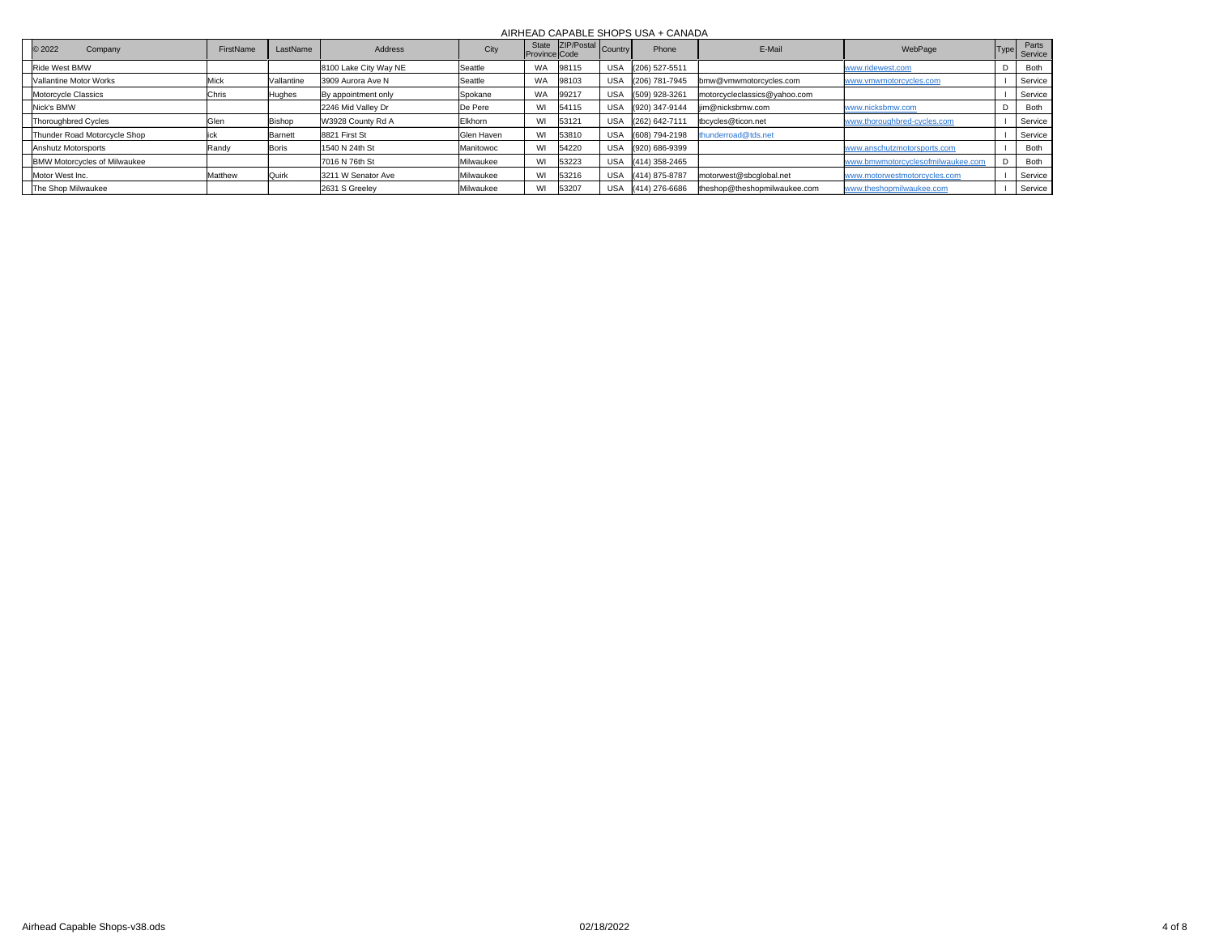# AIRHEAD CAPABLE SHOPS USA + CANADA

| © 2022 Company | FirstName | LastName | Address | City | State Province | ZIP/Postal Code | Country | Phone | E-Mail | WebPage | Type | Parts Service |
|---|---|---|---|---|---|---|---|---|---|---|---|---|
| Ride West BMW | | | 8100 Lake City Way NE | Seattle | WA | 98115 | USA | (206) 527-5511 | | www.ridewest.com | D | Both |
| Vallantine Motor Works | Mick | Vallantine | 3909 Aurora Ave N | Seattle | WA | 98103 | USA | (206) 781-7945 | bmw@vmwmotorcycles.com | www.vmwmotorcycles.com | I | Service |
| Motorcycle Classics | Chris | Hughes | By appointment only | Spokane | WA | 99217 | USA | (509) 928-3261 | motorcycleclassics@yahoo.com | | I | Service |
| Nick's BMW | | | 2246 Mid Valley Dr | De Pere | WI | 54115 | USA | (920) 347-9144 | jim@nicksbmw.com | www.nicksbmw.com | D | Both |
| Thoroughbred Cycles | Glen | Bishop | W3928 County Rd A | Elkhorn | WI | 53121 | USA | (262) 642-7111 | tbcycles@ticon.net | www.thoroughbred-cycles.com | I | Service |
| Thunder Road Motorcycle Shop | ick | Barnett | 8821 First St | Glen Haven | WI | 53810 | USA | (608) 794-2198 | thunderroad@tds.net | | I | Service |
| Anshutz Motorsports | Randy | Boris | 1540 N 24th St | Manitowoc | WI | 54220 | USA | (920) 686-9399 | | www.anschutzmotorsports.com | I | Both |
| BMW Motorcycles of Milwaukee | | | 7016 N 76th St | Milwaukee | WI | 53223 | USA | (414) 358-2465 | | www.bmwmotorcyclesofmilwaukee.com | D | Both |
| Motor West Inc. | Matthew | Quirk | 3211 W Senator Ave | Milwaukee | WI | 53216 | USA | (414) 875-8787 | motorwest@sbcglobal.net | www.motorwestmotorcycles.com | I | Service |
| The Shop Milwaukee | | | 2631 S Greeley | Milwaukee | WI | 53207 | USA | (414) 276-6686 | theshop@theshopmilwaukee.com | www.theshopmilwaukee.com | I | Service |

Airhead Capable Shops-v38.ods 02/18/2022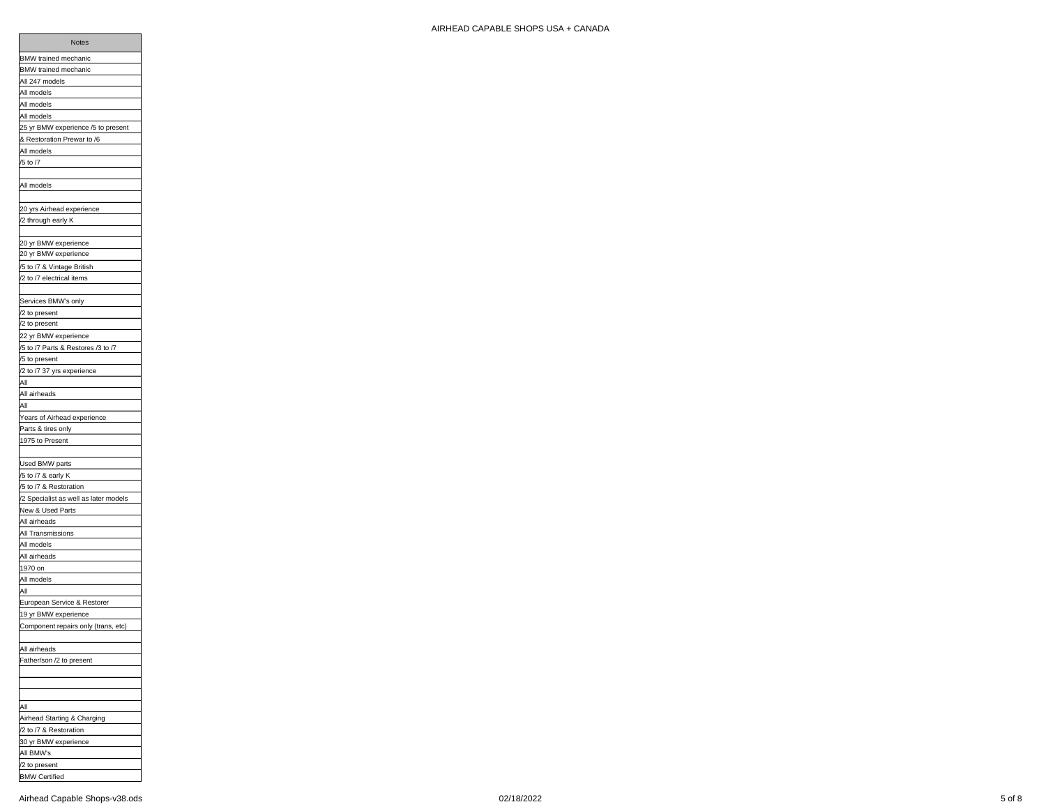| Notes |
|---|
| BMW trained mechanic |
| BMW trained mechanic |
| All 247 models |
| All models |
| All models |
| All models |
| 25 yr BMW experience /5 to present |
| & Restoration Prewar to /6 |
| All models |
| /5 to /7 |
| |
| All models |
| |
| 20 yrs Airhead experience |
| /2 through early K |
| |
| 20 yr BMW experience |
| 20 yr BMW experience |
| /5 to /7 & Vintage British |
| /2 to /7 electrical items |
| |
| Services BMW's only |
| /2 to present |
| /2 to present |
| 22 yr BMW experience |
| /5 to /7 Parts & Restores /3 to /7 |
| /5 to present |
| /2 to /7 37 yrs experience |
| All |
| All airheads |
| All |
| Years of Airhead experience |
| Parts & tires only |
| 1975 to Present |
| |
| Used BMW parts |
| /5 to /7 & early K |
| /5 to /7 & Restoration |
| /2 Specialist as well as later models |
| New & Used Parts |
| All airheads |
| All Transmissions |
| All models |
| All airheads |
| 1970 on |
| All models |
| All |
| European Service & Restorer |
| 19 yr BMW experience |
| Component repairs only (trans, etc) |
| |
| All airheads |
| Father/son /2 to present |
| |
| |
| |
| All |
| Airhead Starting & Charging |
| /2 to /7 & Restoration |
| 30 yr BMW experience |
| All BMW's |
| /2 to present |
| BMW Certified |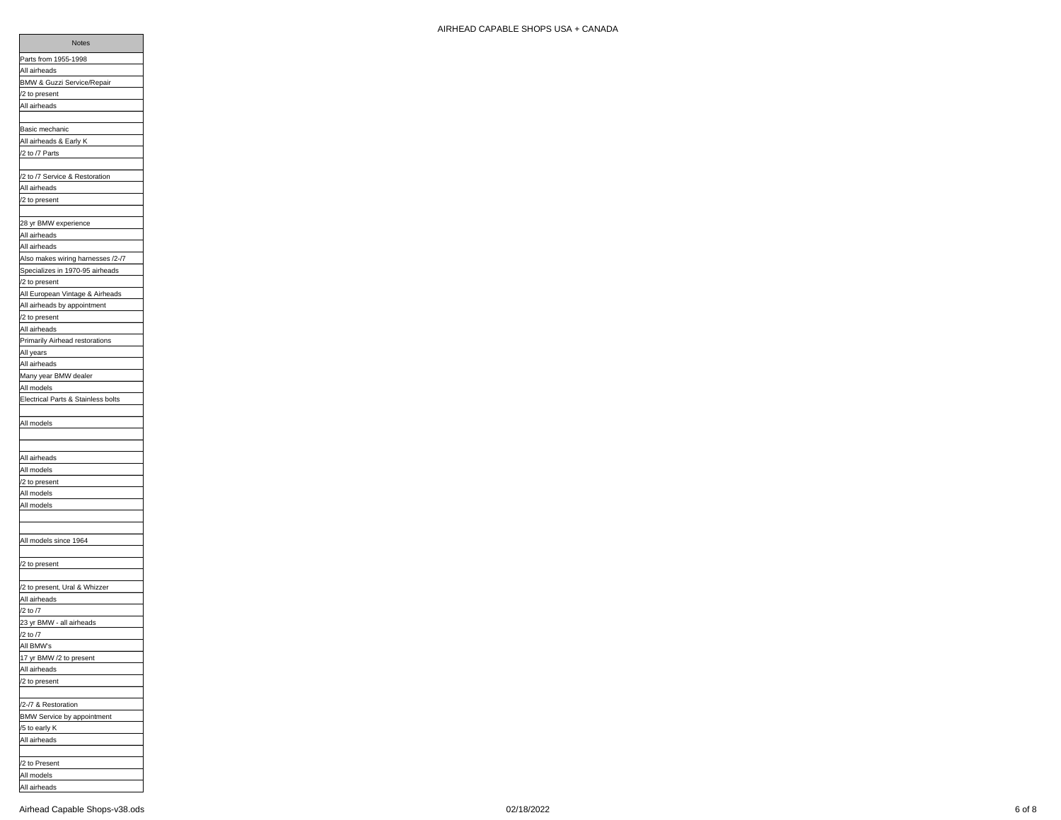| Notes |
|---|
| Parts from 1955-1998 |
| All airheads |
| BMW & Guzzi Service/Repair |
| /2 to present |
| All airheads |
| |
| Basic mechanic |
| All airheads & Early K |
| /2 to /7 Parts |
| |
| /2 to /7 Service & Restoration |
| All airheads |
| /2 to present |
| |
| 28 yr BMW experience |
| All airheads |
| All airheads |
| Also makes wiring harnesses /2-/7 |
| Specializes in 1970-95 airheads |
| /2 to present |
| All European Vintage & Airheads |
| All airheads by appointment |
| /2 to present |
| All airheads |
| Primarily Airhead restorations |
| All years |
| All airheads |
| Many year BMW dealer |
| All models |
| Electrical Parts & Stainless bolts |
| |
| All models |
| |
| |
| All airheads |
| All models |
| /2 to present |
| All models |
| All models |
| |
| |
| All models since 1964 |
| |
| /2 to present |
| |
| /2 to present, Ural & Whizzer |
| All airheads |
| /2 to /7 |
| 23 yr BMW - all airheads |
| /2 to /7 |
| All BMW's |
| 17 yr BMW /2 to present |
| All airheads |
| /2 to present |
| |
| /2-/7 & Restoration |
| BMW Service by appointment |
| /5 to early K |
| All airheads |
| |
| /2 to Present |
| All models |
| All airheads |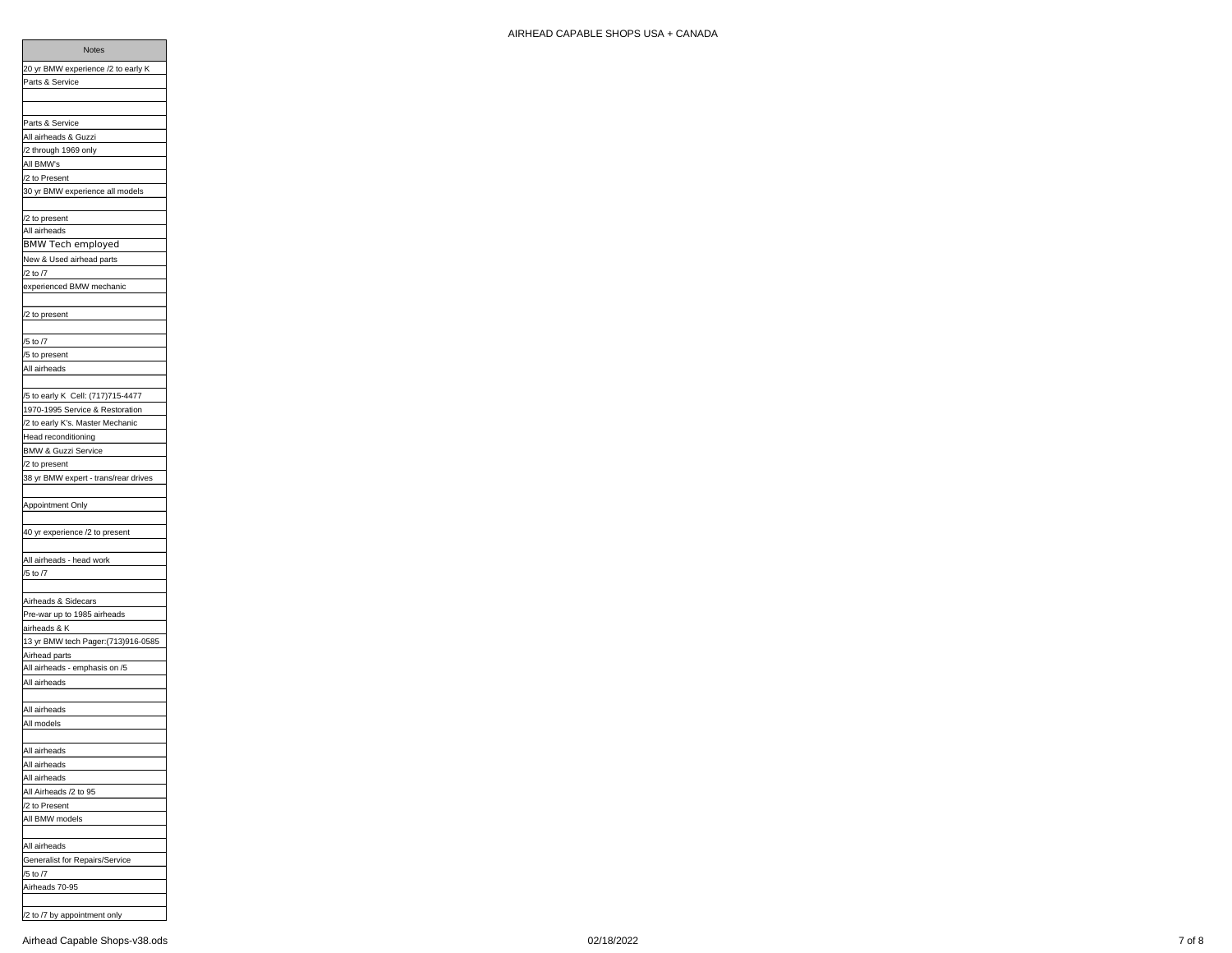| Notes |
| --- |
| 20 yr BMW experience /2 to early K |
| Parts & Service |
| |
| |
| Parts & Service |
| All airheads & Guzzi |
| /2 through 1969 only |
| All BMW's |
| /2 to Present |
| 30 yr BMW experience all models |
| |
| /2 to present |
| All airheads |
| BMW Tech employed |
| New & Used airhead parts |
| /2 to /7 |
| experienced BMW mechanic |
| |
| /2 to present |
| |
| /5 to /7 |
| /5 to present |
| All airheads |
| |
| /5 to early K Cell: (717)715-4477 |
| 1970-1995 Service & Restoration |
| /2 to early K's. Master Mechanic |
| Head reconditioning |
| BMW & Guzzi Service |
| /2 to present |
| 38 yr BMW expert - trans/rear drives |
| |
| Appointment Only |
| |
| 40 yr experience /2 to present |
| |
| All airheads - head work |
| /5 to /7 |
| |
| Airheads & Sidecars |
| Pre-war up to 1985 airheads |
| airheads & K |
| 13 yr BMW tech Pager:(713)916-0585 |
| Airhead parts |
| All airheads - emphasis on /5 |
| All airheads |
| |
| All airheads |
| All models |
| |
| All airheads |
| All airheads |
| All airheads |
| All Airheads /2 to 95 |
| /2 to Present |
| All BMW models |
| |
| All airheads |
| Generalist for Repairs/Service |
| /5 to /7 |
| Airheads 70-95 |
| |
| /2 to /7 by appointment only |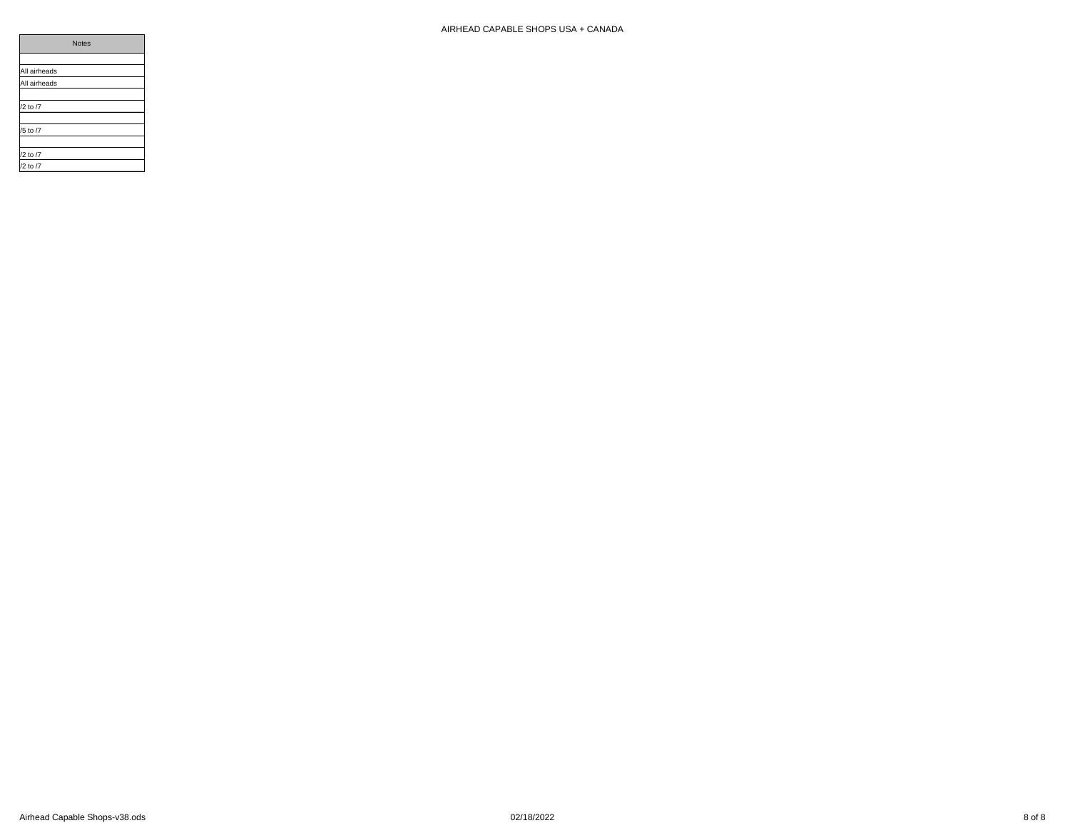| Notes |
| --- |
| |
| All airheads |
| All airheads |
| |
| /2 to /7 |
| |
| /5 to /7 |
| |
| /2 to /7 |
| /2 to /7 |